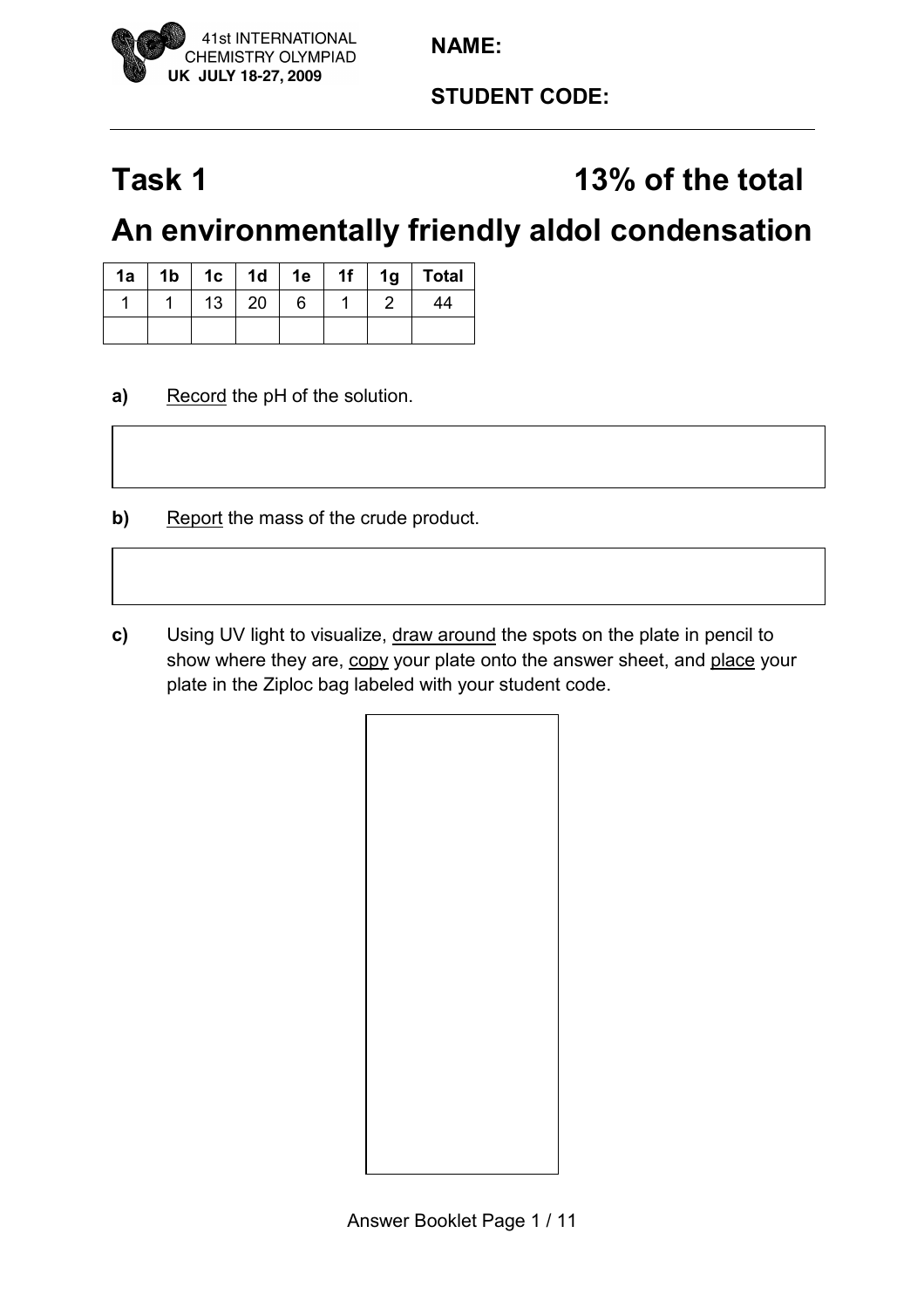41st INTERNATIONAL CHEMISTRY OLYMPIAD
UK JULY 18-27, 2009

**NAME:**

**STUDENT CODE:**

# Task 1 — 13% of the total

# An environmentally friendly aldol condensation

| 1a | 1b | 1c | 1d | 1e | 1f | 1g | Total |
|---|---|---|---|---|---|---|---|
| 1 | 1 | 13 | 20 | 6 | 1 | 2 | 44 |
| | | | | | | | |

**a)** Record the pH of the solution.

**b)** Report the mass of the crude product.

**c)** Using UV light to visualize, draw around the spots on the plate in pencil to show where they are, copy your plate onto the answer sheet, and place your plate in the Ziploc bag labeled with your student code.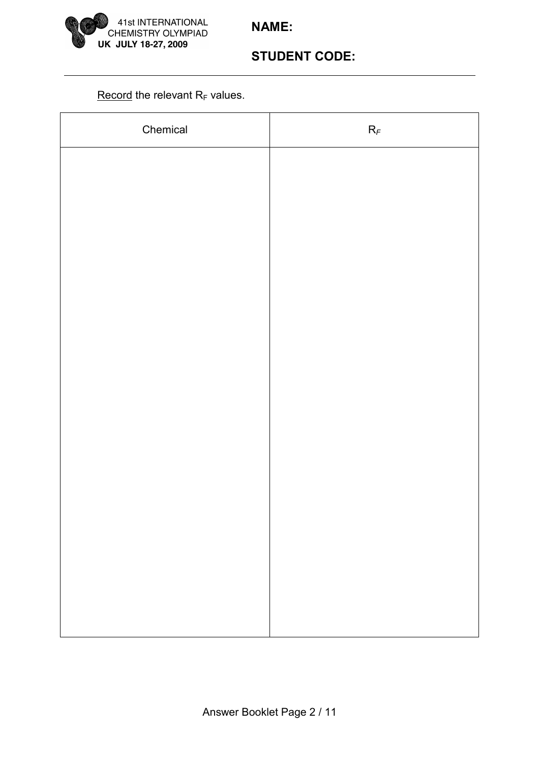NAME:

STUDENT CODE:

<u>Record</u> the relevant $R_F$ values.

| Chemical | $R_F$ |
| --- | --- |
| | |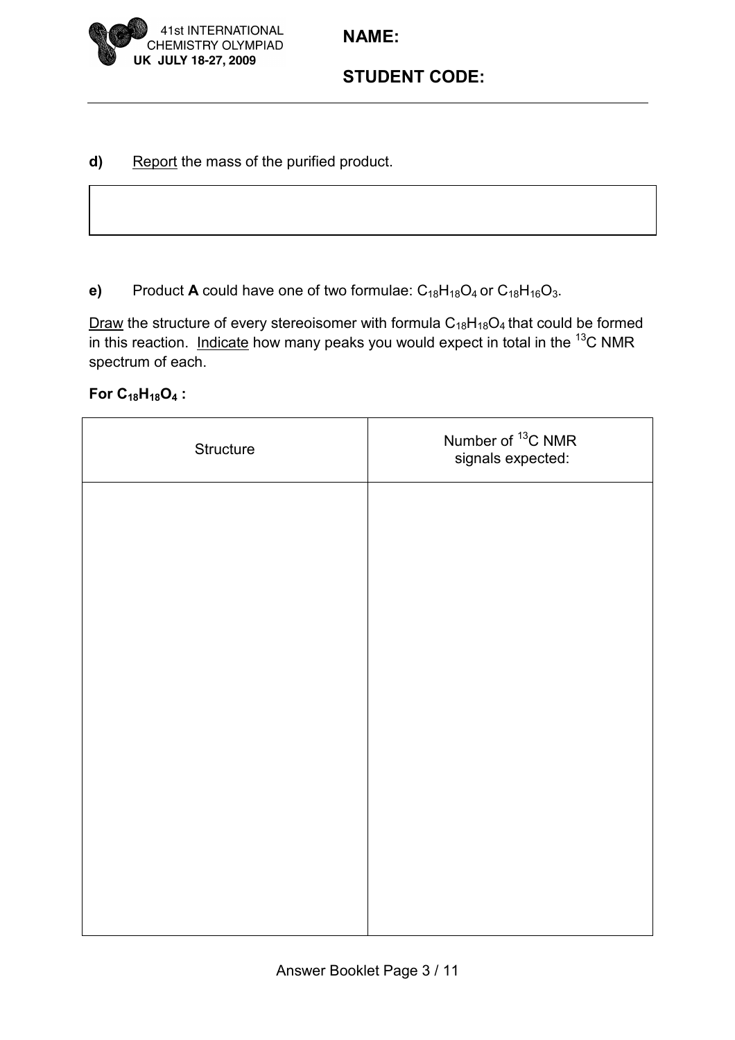NAME:

STUDENT CODE:

**d)** Report the mass of the purified product.

| |
|---|
| |

**e)** Product **A** could have one of two formulae: $C_{18}H_{18}O_4$ or $C_{18}H_{16}O_3$.

Draw the structure of every stereoisomer with formula $C_{18}H_{18}O_4$ that could be formed in this reaction. Indicate how many peaks you would expect in total in the $^{13}C$ NMR spectrum of each.

**For $C_{18}H_{18}O_4$ :**

| Structure | Number of $^{13}C$ NMR signals expected: |
|---|---|
| | |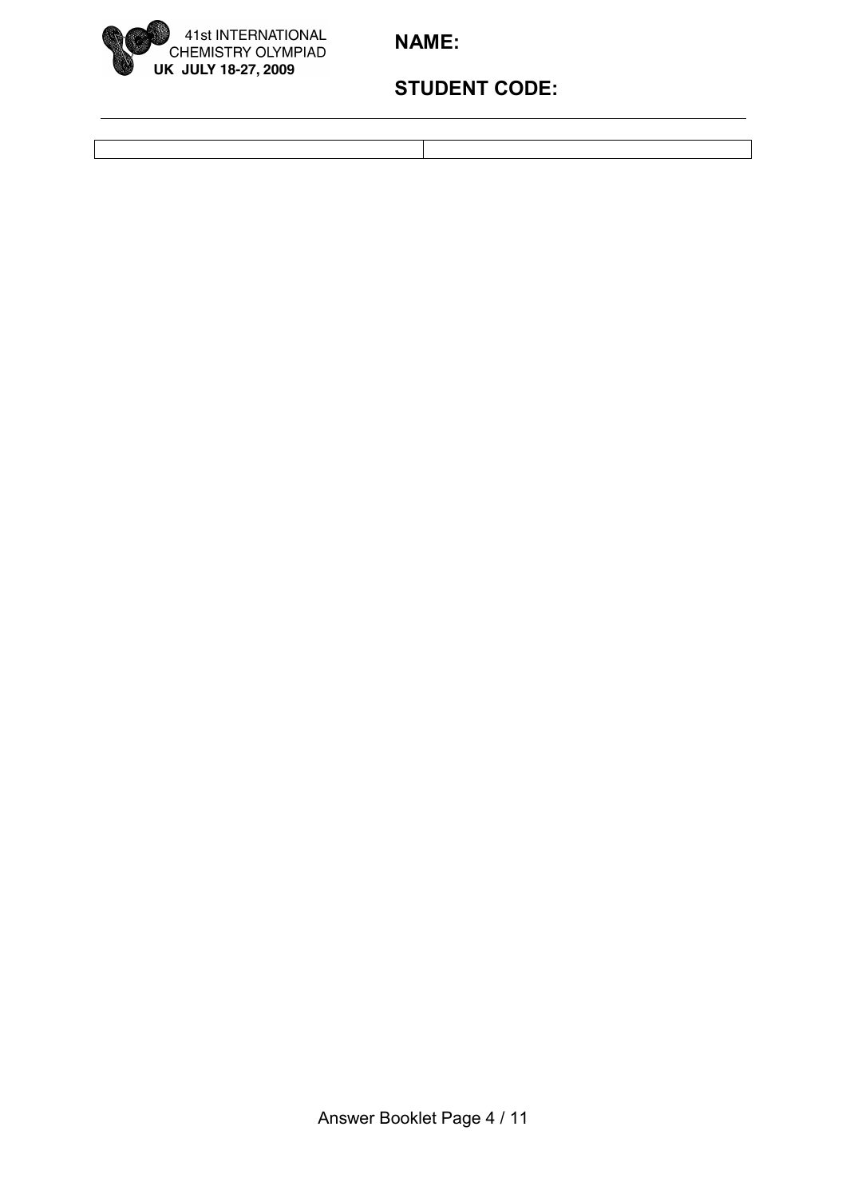**NAME:**

**STUDENT CODE:**

| | |
|---|---|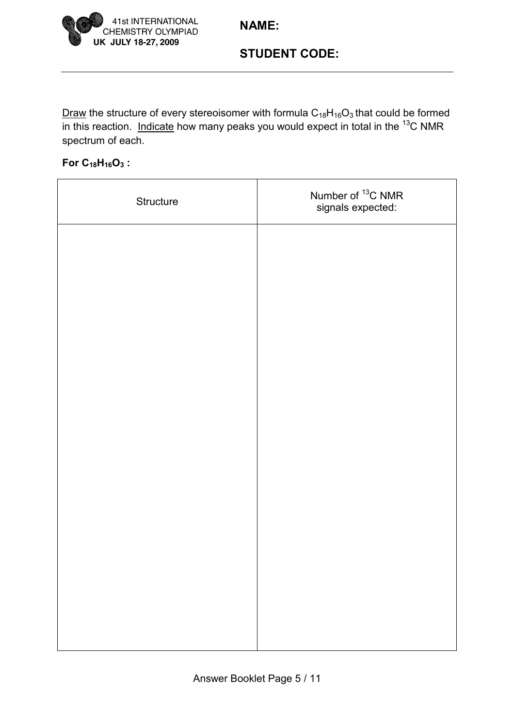**NAME:**

**STUDENT CODE:**

<u>Draw</u> the structure of every stereoisomer with formula $C_{18}H_{16}O_3$ that could be formed in this reaction. <u>Indicate</u> how many peaks you would expect in total in the $^{13}C$ NMR spectrum of each.

**For $C_{18}H_{16}O_3$ :**

| Structure | Number of $^{13}C$ NMR signals expected: |
|---|---|
| | |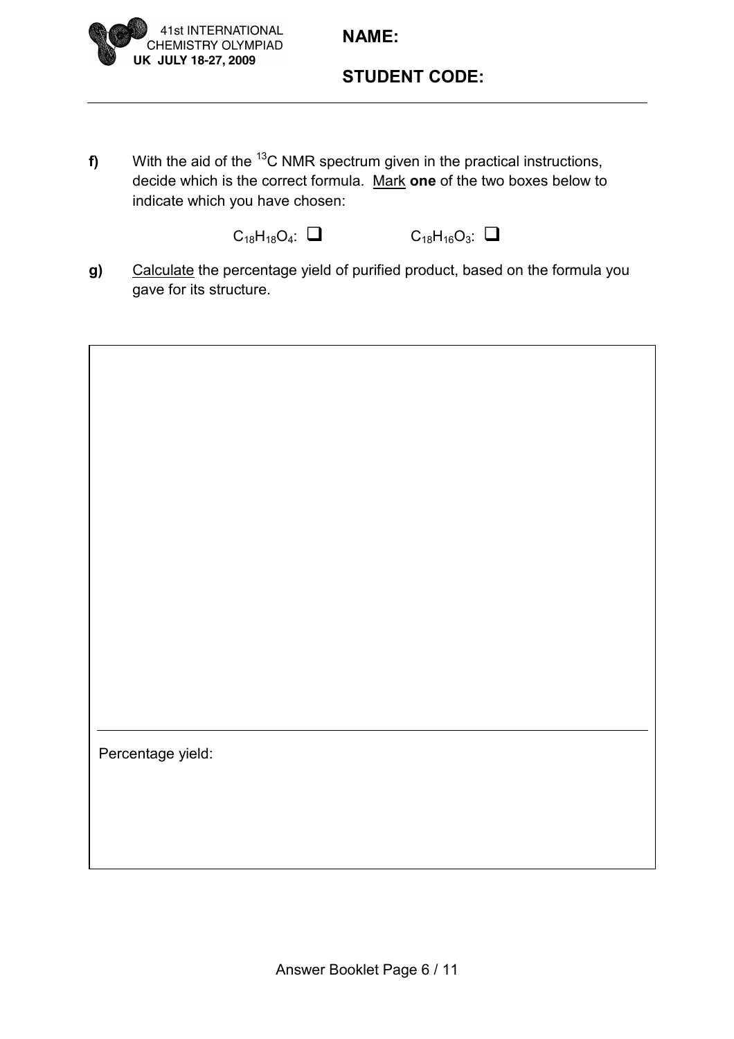**NAME:**

**STUDENT CODE:**

**f)** With the aid of the $^{13}C$ NMR spectrum given in the practical instructions, decide which is the correct formula. Mark **one** of the two boxes below to indicate which you have chosen:

$C_{18}H_{18}O_4$: ☐ $C_{18}H_{16}O_3$: ☐

**g)** Calculate the percentage yield of purified product, based on the formula you gave for its structure.

Percentage yield: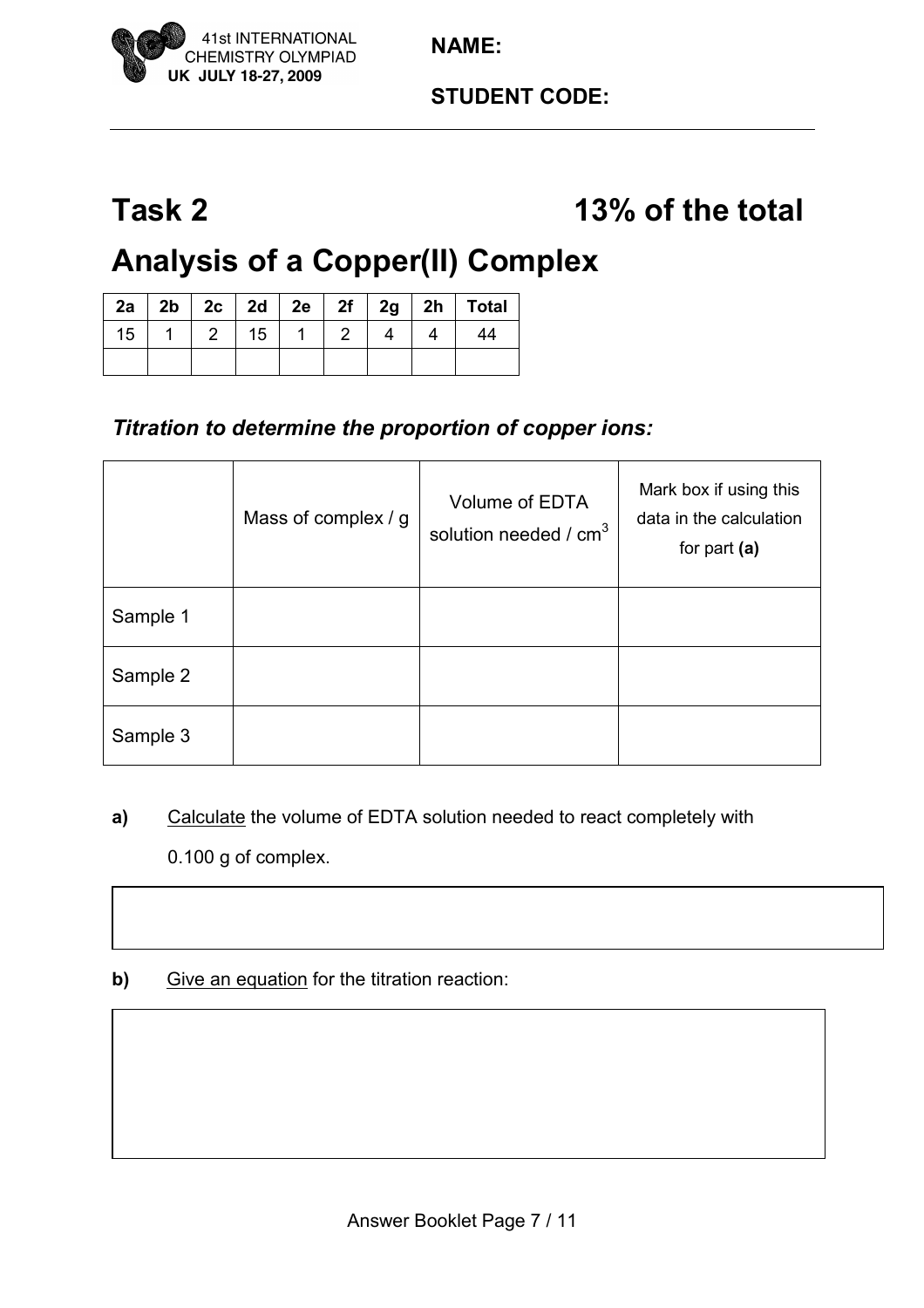NAME:

STUDENT CODE:

# Task 2 13% of the total

# Analysis of a Copper(II) Complex

| 2a | 2b | 2c | 2d | 2e | 2f | 2g | 2h | Total |
|---|---|---|---|---|---|---|---|---|
| 15 | 1 | 2 | 15 | 1 | 2 | 4 | 4 | 44 |
| | | | | | | | | |

### *Titration to determine the proportion of copper ions:*

| | Mass of complex / g | Volume of EDTA solution needed / $cm^3$ | Mark box if using this data in the calculation for part **(a)** |
|---|---|---|---|
| Sample 1 | | | |
| Sample 2 | | | |
| Sample 3 | | | |

**a)** Calculate the volume of EDTA solution needed to react completely with 0.100 g of complex.

**b)** Give an equation for the titration reaction: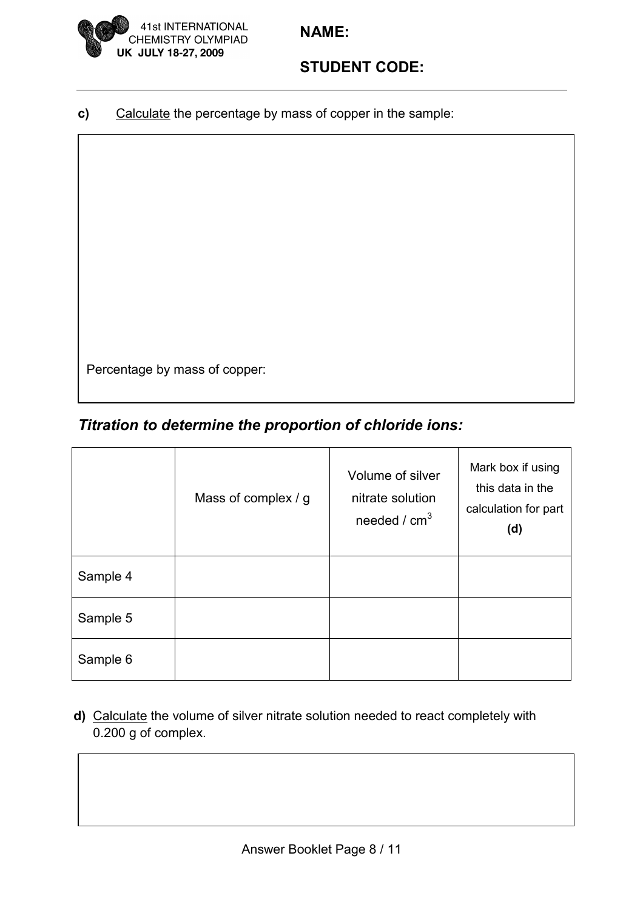**c)** Calculate the percentage by mass of copper in the sample:

Percentage by mass of copper:

### *Titration to determine the proportion of chloride ions:*

| | Mass of complex / g | Volume of silver nitrate solution needed / $cm^3$ | Mark box if using this data in the calculation for part **(d)** |
|---|---|---|---|
| Sample 4 | | | |
| Sample 5 | | | |
| Sample 6 | | | |

**d)** Calculate the volume of silver nitrate solution needed to react completely with 0.200 g of complex.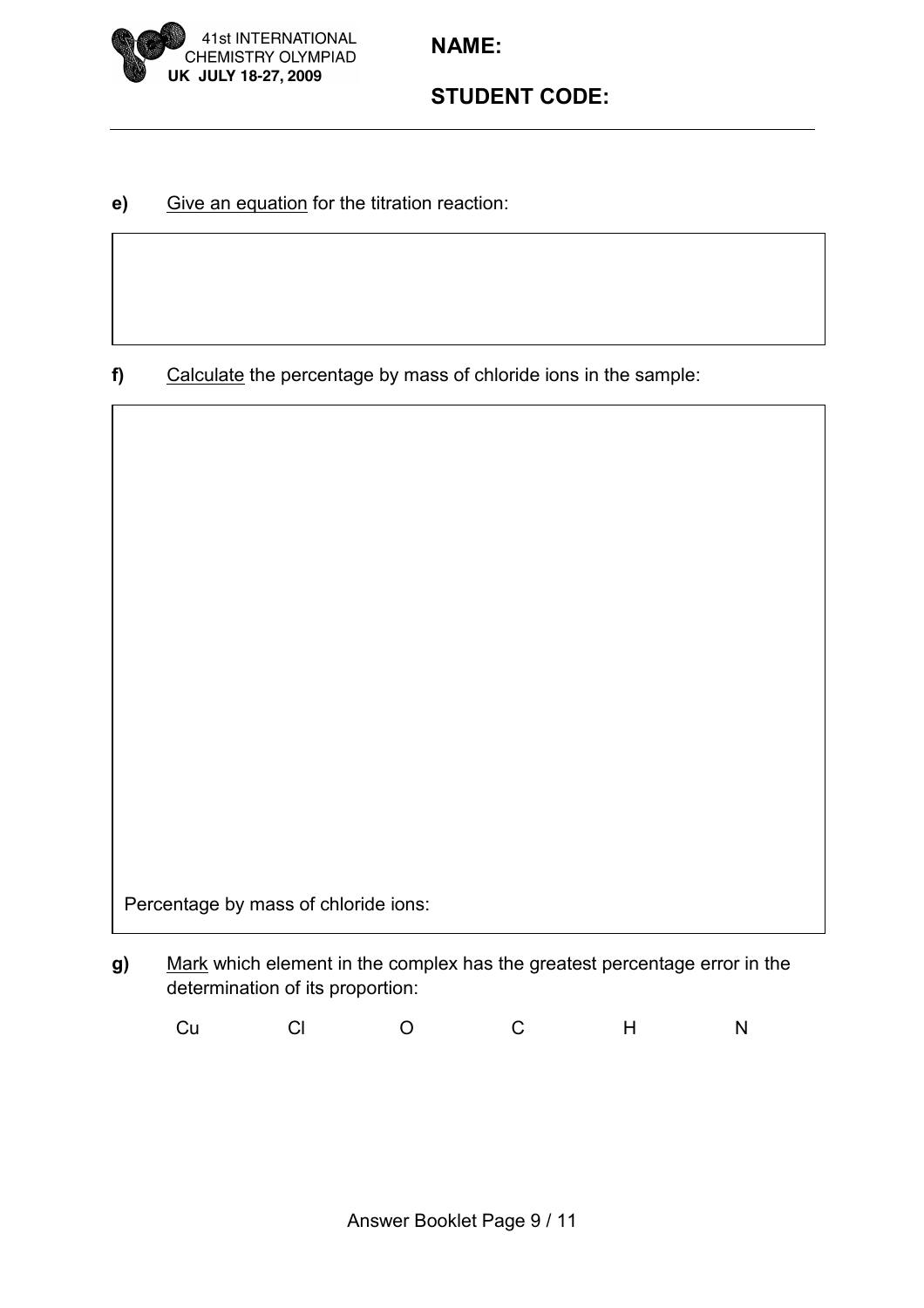**e)** Give an equation for the titration reaction:

**f)** Calculate the percentage by mass of chloride ions in the sample:

Percentage by mass of chloride ions:

**g)** Mark which element in the complex has the greatest percentage error in the determination of its proportion:

Cu    Cl    O    C    H    N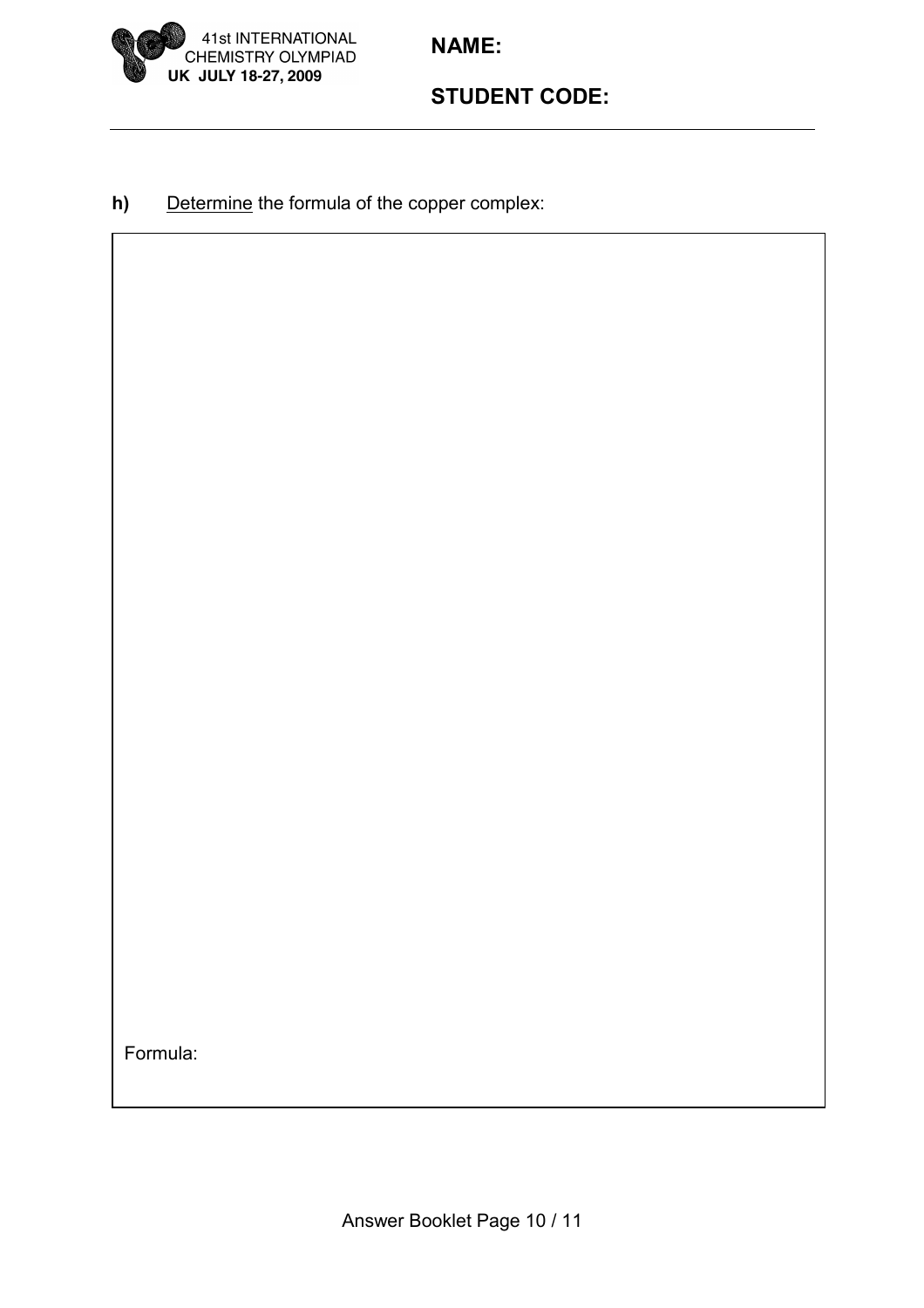NAME:

STUDENT CODE:

**h)** Determine the formula of the copper complex:

Formula: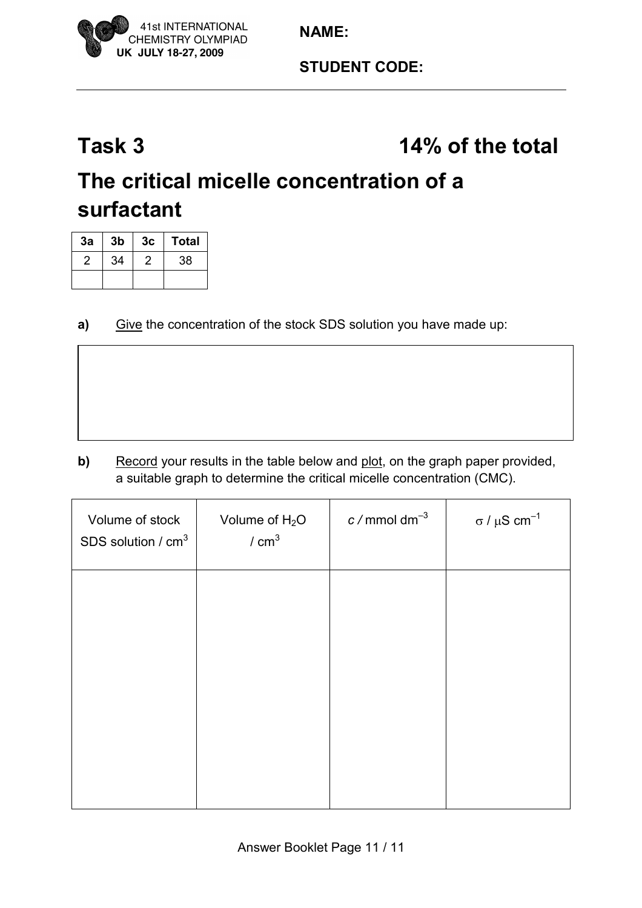NAME:

STUDENT CODE:

# Task 3 — 14% of the total

# The critical micelle concentration of a surfactant

| 3a | 3b | 3c | Total |
|---|---|---|---|
| 2 | 34 | 2 | 38 |
| | | | |

**a)** Give the concentration of the stock SDS solution you have made up:

**b)** Record your results in the table below and plot, on the graph paper provided, a suitable graph to determine the critical micelle concentration (CMC).

| Volume of stock SDS solution / $cm^3$ | Volume of $H_2O$ / $cm^3$ | $c$ / mmol $dm^{-3}$ | $\sigma$ / $\mu S\ cm^{-1}$ |
|---|---|---|---|
| | | | |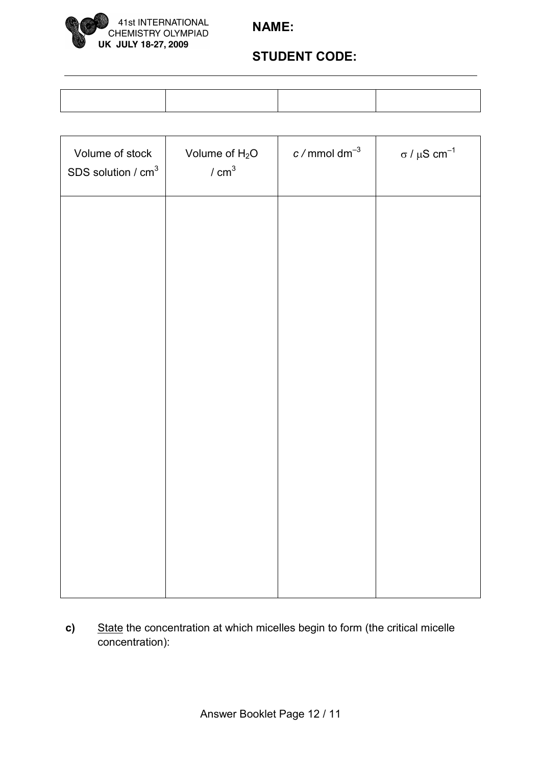| | | | |
|---|---|---|---|

| Volume of stock SDS solution / $cm^3$ | Volume of $H_2O$ / $cm^3$ | $c$ / mmol $dm^{-3}$ | $\sigma$ / $\mu$S $cm^{-1}$ |
|---|---|---|---|
| | | | |

**c)** State the concentration at which micelles begin to form (the critical micelle concentration):